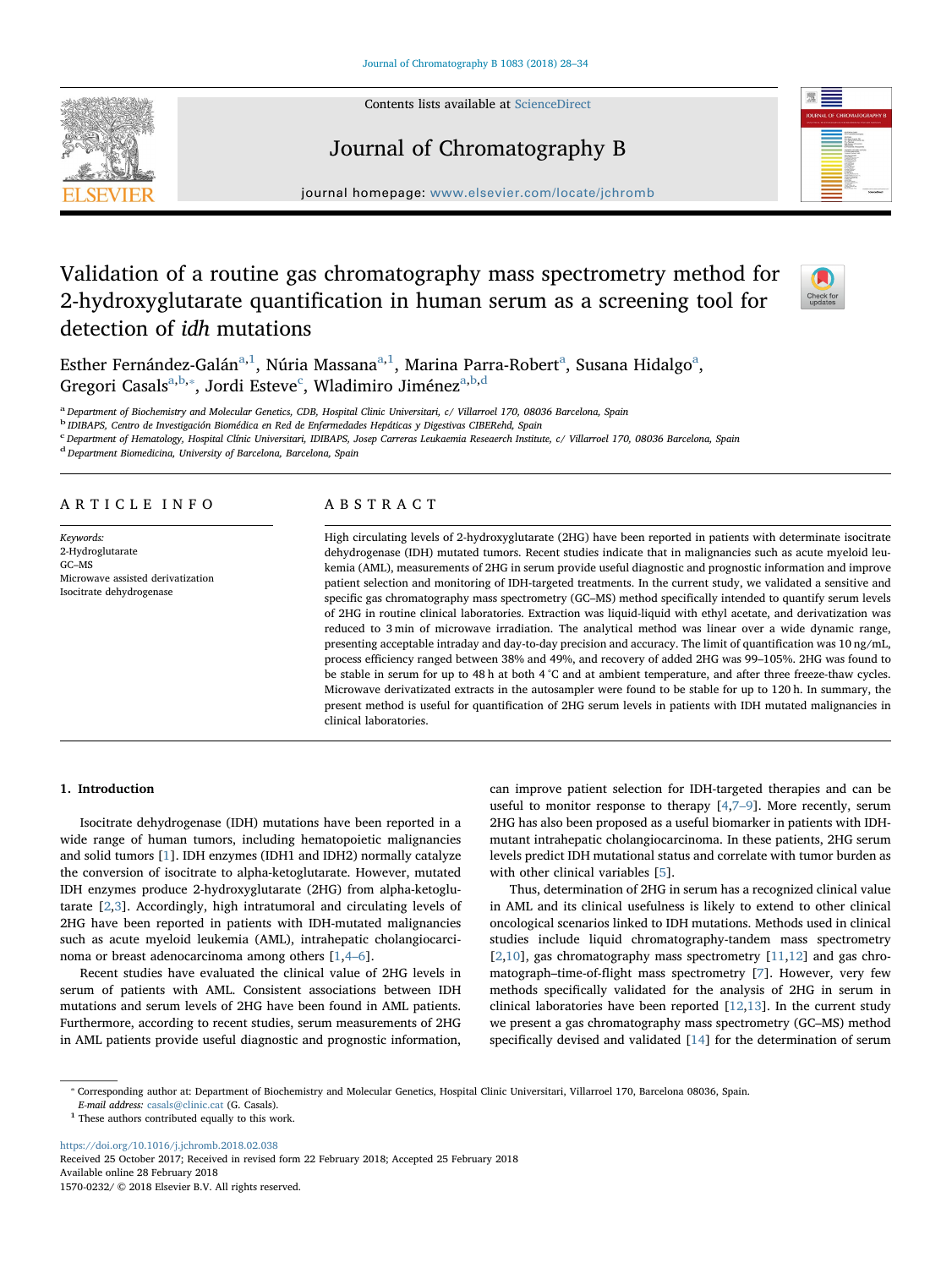# Validation of a routine gas chromatography mass spectrometry method for 2-hydroxyglutarate quantification in human serum as a screening tool for detection of *idh* mutations

Esther Fernández-Galán[a,1], Núria Massana[a,1], Marina Parra-Robert[a], Susana Hidalgo[a], Gregori Casals[a,b,*], Jordi Esteve[c], Wladimiro Jiménez[a,b,d]

[a] Department of Biochemistry and Molecular Genetics, CDB, Hospital Clinic Universitari, c/ Villarroel 170, 08036 Barcelona, Spain
[b] IDIBAPS, Centro de Investigación Biomédica en Red de Enfermedades Hepáticas y Digestivas CIBERehd, Spain
[c] Department of Hematology, Hospital Clínic Universitari, IDIBAPS, Josep Carreras Leukaemia Reseaerch Institute, c/ Villarroel 170, 08036 Barcelona, Spain
[d] Department Biomedicina, University of Barcelona, Barcelona, Spain

## ARTICLE INFO

*Keywords:*
2-Hydroglutarate
GC–MS
Microwave assisted derivatization
Isocitrate dehydrogenase

## ABSTRACT

High circulating levels of 2-hydroxyglutarate (2HG) have been reported in patients with determinate isocitrate dehydrogenase (IDH) mutated tumors. Recent studies indicate that in malignancies such as acute myeloid leukemia (AML), measurements of 2HG in serum provide useful diagnostic and prognostic information and improve patient selection and monitoring of IDH-targeted treatments. In the current study, we validated a sensitive and specific gas chromatography mass spectrometry (GC–MS) method specifically intended to quantify serum levels of 2HG in routine clinical laboratories. Extraction was liquid-liquid with ethyl acetate, and derivatization was reduced to 3 min of microwave irradiation. The analytical method was linear over a wide dynamic range, presenting acceptable intraday and day-to-day precision and accuracy. The limit of quantification was 10 ng/mL, process efficiency ranged between 38% and 49%, and recovery of added 2HG was 99–105%. 2HG was found to be stable in serum for up to 48 h at both 4 °C and at ambient temperature, and after three freeze-thaw cycles. Microwave derivatizated extracts in the autosampler were found to be stable for up to 120 h. In summary, the present method is useful for quantification of 2HG serum levels in patients with IDH mutated malignancies in clinical laboratories.

## 1. Introduction

Isocitrate dehydrogenase (IDH) mutations have been reported in a wide range of human tumors, including hematopoietic malignancies and solid tumors [1]. IDH enzymes (IDH1 and IDH2) normally catalyze the conversion of isocitrate to alpha-ketoglutarate. However, mutated IDH enzymes produce 2-hydroxyglutarate (2HG) from alpha-ketoglutarate [2,3]. Accordingly, high intratumoral and circulating levels of 2HG have been reported in patients with IDH-mutated malignancies such as acute myeloid leukemia (AML), intrahepatic cholangiocarcinoma or breast adenocarcinoma among others [1,4–6].

Recent studies have evaluated the clinical value of 2HG levels in serum of patients with AML. Consistent associations between IDH mutations and serum levels of 2HG have been found in AML patients. Furthermore, according to recent studies, serum measurements of 2HG in AML patients provide useful diagnostic and prognostic information, can improve patient selection for IDH-targeted therapies and can be useful to monitor response to therapy [4,7–9]. More recently, serum 2HG has also been proposed as a useful biomarker in patients with IDH-mutant intrahepatic cholangiocarcinoma. In these patients, 2HG serum levels predict IDH mutational status and correlate with tumor burden as with other clinical variables [5].

Thus, determination of 2HG in serum has a recognized clinical value in AML and its clinical usefulness is likely to extend to other clinical oncological scenarios linked to IDH mutations. Methods used in clinical studies include liquid chromatography-tandem mass spectrometry [2,10], gas chromatography mass spectrometry [11,12] and gas chromatograph–time-of-flight mass spectrometry [7]. However, very few methods specifically validated for the analysis of 2HG in serum in clinical laboratories have been reported [12,13]. In the current study we present a gas chromatography mass spectrometry (GC–MS) method specifically devised and validated [14] for the determination of serum

---

* Corresponding author at: Department of Biochemistry and Molecular Genetics, Hospital Clinic Universitari, Villarroel 170, Barcelona 08036, Spain.
*E-mail address:* casals@clinic.cat (G. Casals).
[1] These authors contributed equally to this work.

https://doi.org/10.1016/j.jchromb.2018.02.038
Received 25 October 2017; Received in revised form 22 February 2018; Accepted 25 February 2018
Available online 28 February 2018
1570-0232/ © 2018 Elsevier B.V. All rights reserved.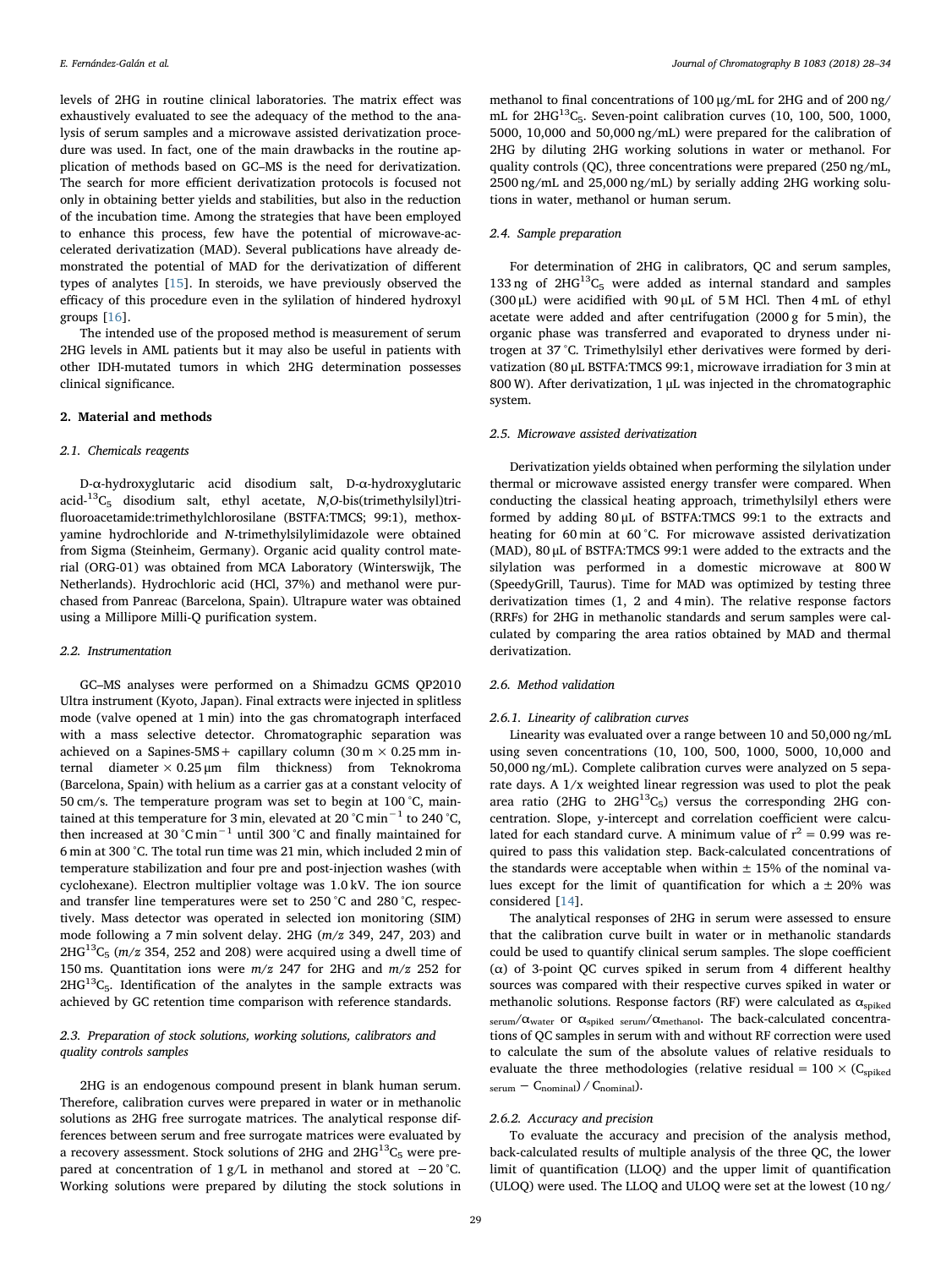levels of 2HG in routine clinical laboratories. The matrix effect was exhaustively evaluated to see the adequacy of the method to the analysis of serum samples and a microwave assisted derivatization procedure was used. In fact, one of the main drawbacks in the routine application of methods based on GC–MS is the need for derivatization. The search for more efficient derivatization protocols is focused not only in obtaining better yields and stabilities, but also in the reduction of the incubation time. Among the strategies that have been employed to enhance this process, few have the potential of microwave-accelerated derivatization (MAD). Several publications have already demonstrated the potential of MAD for the derivatization of different types of analytes [15]. In steroids, we have previously observed the efficacy of this procedure even in the sylilation of hindered hydroxyl groups [16].

The intended use of the proposed method is measurement of serum 2HG levels in AML patients but it may also be useful in patients with other IDH-mutated tumors in which 2HG determination possesses clinical significance.

## 2. Material and methods

### 2.1. Chemicals reagents

D-α-hydroxyglutaric acid disodium salt, D-α-hydroxyglutaric acid-$^{13}C_5$ disodium salt, ethyl acetate, *N,O*-bis(trimethylsilyl)trifluoroacetamide:trimethylchlorosilane (BSTFA:TMCS; 99:1), methoxyamine hydrochloride and *N*-trimethylsilylimidazole were obtained from Sigma (Steinheim, Germany). Organic acid quality control material (ORG-01) was obtained from MCA Laboratory (Winterswijk, The Netherlands). Hydrochloric acid (HCl, 37%) and methanol were purchased from Panreac (Barcelona, Spain). Ultrapure water was obtained using a Millipore Milli-Q purification system.

### 2.2. Instrumentation

GC–MS analyses were performed on a Shimadzu GCMS QP2010 Ultra instrument (Kyoto, Japan). Final extracts were injected in splitless mode (valve opened at 1 min) into the gas chromatograph interfaced with a mass selective detector. Chromatographic separation was achieved on a Sapines-5MS+ capillary column (30 m × 0.25 mm internal diameter × 0.25 µm film thickness) from Teknokroma (Barcelona, Spain) with helium as a carrier gas at a constant velocity of 50 cm/s. The temperature program was set to begin at 100 °C, maintained at this temperature for 3 min, elevated at 20 °C min$^{-1}$ to 240 °C, then increased at 30 °C min$^{-1}$ until 300 °C and finally maintained for 6 min at 300 °C. The total run time was 21 min, which included 2 min of temperature stabilization and four pre and post-injection washes (with cyclohexane). Electron multiplier voltage was 1.0 kV. The ion source and transfer line temperatures were set to 250 °C and 280 °C, respectively. Mass detector was operated in selected ion monitoring (SIM) mode following a 7 min solvent delay. 2HG (*m/z* 349, 247, 203) and 2HG$^{13}C_5$ (*m/z* 354, 252 and 208) were acquired using a dwell time of 150 ms. Quantitation ions were *m/z* 247 for 2HG and *m/z* 252 for 2HG$^{13}C_5$. Identification of the analytes in the sample extracts was achieved by GC retention time comparison with reference standards.

### 2.3. Preparation of stock solutions, working solutions, calibrators and quality controls samples

2HG is an endogenous compound present in blank human serum. Therefore, calibration curves were prepared in water or in methanolic solutions as 2HG free surrogate matrices. The analytical response differences between serum and free surrogate matrices were evaluated by a recovery assessment. Stock solutions of 2HG and 2HG$^{13}C_5$ were prepared at concentration of 1 g/L in methanol and stored at −20 °C. Working solutions were prepared by diluting the stock solutions in methanol to final concentrations of 100 µg/mL for 2HG and of 200 ng/mL for 2HG$^{13}C_5$. Seven-point calibration curves (10, 100, 500, 1000, 5000, 10,000 and 50,000 ng/mL) were prepared for the calibration of 2HG by diluting 2HG working solutions in water or methanol. For quality controls (QC), three concentrations were prepared (250 ng/mL, 2500 ng/mL and 25,000 ng/mL) by serially adding 2HG working solutions in water, methanol or human serum.

### 2.4. Sample preparation

For determination of 2HG in calibrators, QC and serum samples, 133 ng of 2HG$^{13}C_5$ were added as internal standard and samples (300 µL) were acidified with 90 µL of 5 M HCl. Then 4 mL of ethyl acetate were added and after centrifugation (2000 g for 5 min), the organic phase was transferred and evaporated to dryness under nitrogen at 37 °C. Trimethylsilyl ether derivatives were formed by derivatization (80 µL BSTFA:TMCS 99:1, microwave irradiation for 3 min at 800 W). After derivatization, 1 µL was injected in the chromatographic system.

### 2.5. Microwave assisted derivatization

Derivatization yields obtained when performing the silylation under thermal or microwave assisted energy transfer were compared. When conducting the classical heating approach, trimethylsilyl ethers were formed by adding 80 µL of BSTFA:TMCS 99:1 to the extracts and heating for 60 min at 60 °C. For microwave assisted derivatization (MAD), 80 µL of BSTFA:TMCS 99:1 were added to the extracts and the silylation was performed in a domestic microwave at 800 W (SpeedyGrill, Taurus). Time for MAD was optimized by testing three derivatization times (1, 2 and 4 min). The relative response factors (RRFs) for 2HG in methanolic standards and serum samples were calculated by comparing the area ratios obtained by MAD and thermal derivatization.

### 2.6. Method validation

#### 2.6.1. Linearity of calibration curves

Linearity was evaluated over a range between 10 and 50,000 ng/mL using seven concentrations (10, 100, 500, 1000, 5000, 10,000 and 50,000 ng/mL). Complete calibration curves were analyzed on 5 separate days. A 1/x weighted linear regression was used to plot the peak area ratio (2HG to 2HG$^{13}C_5$) versus the corresponding 2HG concentration. Slope, y-intercept and correlation coefficient were calculated for each standard curve. A minimum value of $r^2 = 0.99$ was required to pass this validation step. Back-calculated concentrations of the standards were acceptable when within ± 15% of the nominal values except for the limit of quantification for which a ± 20% was considered [14].

The analytical responses of 2HG in serum were assessed to ensure that the calibration curve built in water or in methanolic standards could be used to quantify clinical serum samples. The slope coefficient (α) of 3-point QC curves spiked in serum from 4 different healthy sources was compared with their respective curves spiked in water or methanolic solutions. Response factors (RF) were calculated as $\alpha_{spiked\ serum}/\alpha_{water}$ or $\alpha_{spiked\ serum}/\alpha_{methanol}$. The back-calculated concentrations of QC samples in serum with and without RF correction were used to calculate the sum of the absolute values of relative residuals to evaluate the three methodologies (relative residual = 100 × ($C_{spiked\ serum} - C_{nominal}$) / $C_{nominal}$).

#### 2.6.2. Accuracy and precision

To evaluate the accuracy and precision of the analysis method, back-calculated results of multiple analysis of the three QC, the lower limit of quantification (LLOQ) and the upper limit of quantification (ULOQ) were used. The LLOQ and ULOQ were set at the lowest (10 ng/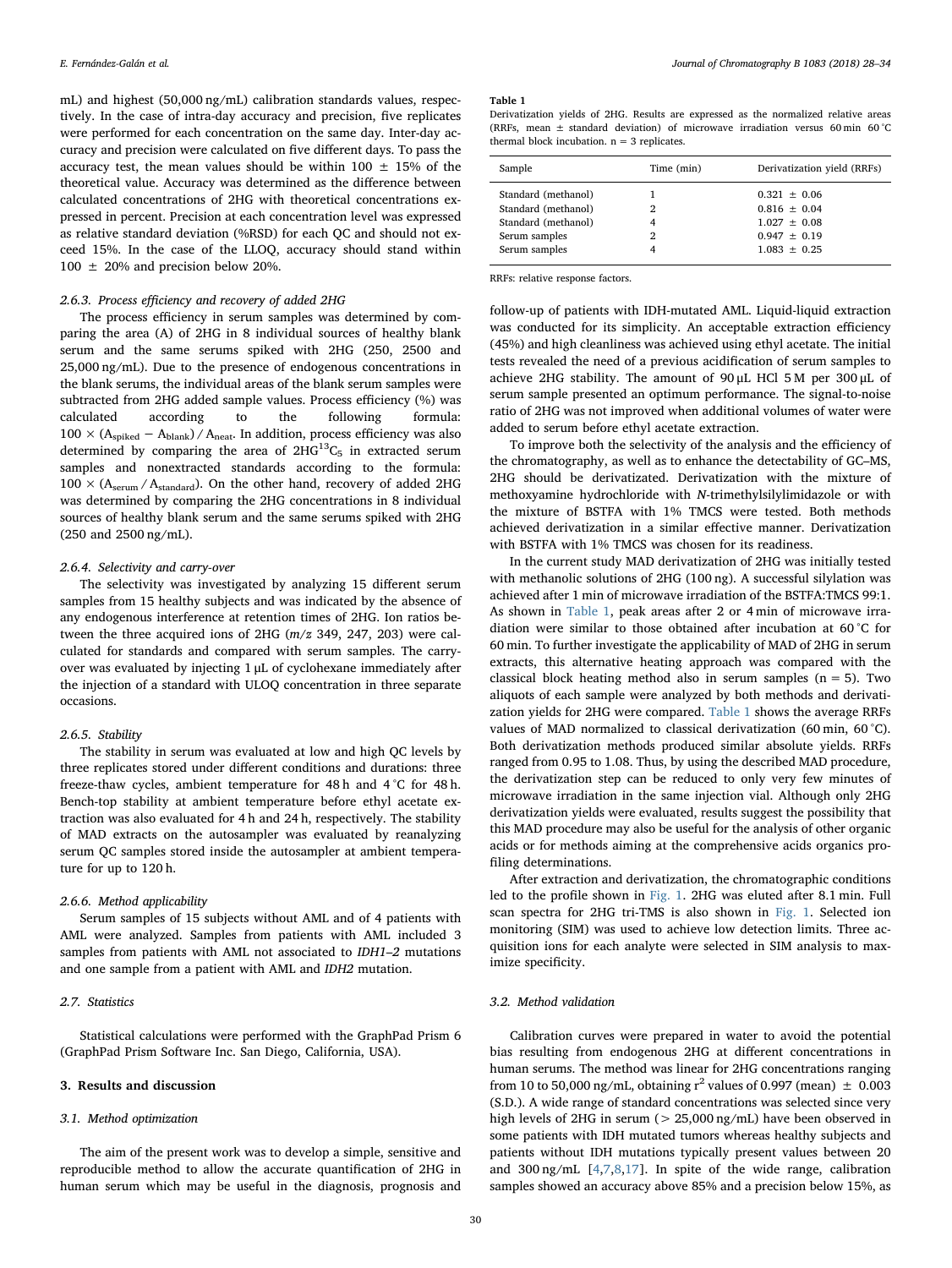mL) and highest (50,000 ng/mL) calibration standards values, respectively. In the case of intra-day accuracy and precision, five replicates were performed for each concentration on the same day. Inter-day accuracy and precision were calculated on five different days. To pass the accuracy test, the mean values should be within 100 ± 15% of the theoretical value. Accuracy was determined as the difference between calculated concentrations of 2HG with theoretical concentrations expressed in percent. Precision at each concentration level was expressed as relative standard deviation (%RSD) for each QC and should not exceed 15%. In the case of the LLOQ, accuracy should stand within 100 ± 20% and precision below 20%.

### 2.6.3. Process efficiency and recovery of added 2HG

The process efficiency in serum samples was determined by comparing the area (A) of 2HG in 8 individual sources of healthy blank serum and the same serums spiked with 2HG (250, 2500 and 25,000 ng/mL). Due to the presence of endogenous concentrations in the blank serums, the individual areas of the blank serum samples were subtracted from 2HG added sample values. Process efficiency (%) was calculated according to the following formula: $100 \times (A_{spiked} - A_{blank}) / A_{neat}$. In addition, process efficiency was also determined by comparing the area of $2HG^{13}C_5$ in extracted serum samples and nonextracted standards according to the formula: $100 \times (A_{serum} / A_{standard})$. On the other hand, recovery of added 2HG was determined by comparing the 2HG concentrations in 8 individual sources of healthy blank serum and the same serums spiked with 2HG (250 and 2500 ng/mL).

### 2.6.4. Selectivity and carry-over

The selectivity was investigated by analyzing 15 different serum samples from 15 healthy subjects and was indicated by the absence of any endogenous interference at retention times of 2HG. Ion ratios between the three acquired ions of 2HG (*m/z* 349, 247, 203) were calculated for standards and compared with serum samples. The carry-over was evaluated by injecting 1 μL of cyclohexane immediately after the injection of a standard with ULOQ concentration in three separate occasions.

### 2.6.5. Stability

The stability in serum was evaluated at low and high QC levels by three replicates stored under different conditions and durations: three freeze-thaw cycles, ambient temperature for 48 h and 4 °C for 48 h. Bench-top stability at ambient temperature before ethyl acetate extraction was also evaluated for 4 h and 24 h, respectively. The stability of MAD extracts on the autosampler was evaluated by reanalyzing serum QC samples stored inside the autosampler at ambient temperature for up to 120 h.

### 2.6.6. Method applicability

Serum samples of 15 subjects without AML and of 4 patients with AML were analyzed. Samples from patients with AML included 3 samples from patients with AML not associated to *IDH1–2* mutations and one sample from a patient with AML and *IDH2* mutation.

## 2.7. Statistics

Statistical calculations were performed with the GraphPad Prism 6 (GraphPad Prism Software Inc. San Diego, California, USA).

# 3. Results and discussion

## 3.1. Method optimization

The aim of the present work was to develop a simple, sensitive and reproducible method to allow the accurate quantification of 2HG in human serum which may be useful in the diagnosis, prognosis and follow-up of patients with IDH-mutated AML. Liquid-liquid extraction was conducted for its simplicity. An acceptable extraction efficiency (45%) and high cleanliness was achieved using ethyl acetate. The initial tests revealed the need of a previous acidification of serum samples to achieve 2HG stability. The amount of 90 μL HCl 5 M per 300 μL of serum sample presented an optimum performance. The signal-to-noise ratio of 2HG was not improved when additional volumes of water were added to serum before ethyl acetate extraction.

To improve both the selectivity of the analysis and the efficiency of the chromatography, as well as to enhance the detectability of GC–MS, 2HG should be derivatized. Derivatization with the mixture of methoxyamine hydrochloride with *N*-trimethylsilylimidazole or with the mixture of BSTFA with 1% TMCS were tested. Both methods achieved derivatization in a similar effective manner. Derivatization with BSTFA with 1% TMCS was chosen for its readiness.

In the current study MAD derivatization of 2HG was initially tested with methanolic solutions of 2HG (100 ng). A successful silylation was achieved after 1 min of microwave irradiation of the BSTFA:TMCS 99:1. As shown in Table 1, peak areas after 2 or 4 min of microwave irradiation were similar to those obtained after incubation at 60 °C for 60 min. To further investigate the applicability of MAD of 2HG in serum extracts, this alternative heating approach was compared with the classical block heating method also in serum samples (n = 5). Two aliquots of each sample were analyzed by both methods and derivatization yields for 2HG were compared. Table 1 shows the average RRFs values of MAD normalized to classical derivatization (60 min, 60 °C). Both derivatization methods produced similar absolute yields. RRFs ranged from 0.95 to 1.08. Thus, by using the described MAD procedure, the derivatization step can be reduced to only very few minutes of microwave irradiation in the same injection vial. Although only 2HG derivatization yields were evaluated, results suggest the possibility that this MAD procedure may also be useful for the analysis of other organic acids or for methods aiming at the comprehensive acids organics profiling determinations.

After extraction and derivatization, the chromatographic conditions led to the profile shown in Fig. 1. 2HG was eluted after 8.1 min. Full scan spectra for 2HG tri-TMS is also shown in Fig. 1. Selected ion monitoring (SIM) was used to achieve low detection limits. Three acquisition ions for each analyte were selected in SIM analysis to maximize specificity.

**Table 1**
Derivatization yields of 2HG. Results are expressed as the normalized relative areas (RRFs, mean ± standard deviation) of microwave irradiation versus 60 min 60 °C thermal block incubation. n = 3 replicates.

| Sample | Time (min) | Derivatization yield (RRFs) |
|---|---|---|
| Standard (methanol) | 1 | 0.321 ± 0.06 |
| Standard (methanol) | 2 | 0.816 ± 0.04 |
| Standard (methanol) | 4 | 1.027 ± 0.08 |
| Serum samples | 2 | 0.947 ± 0.19 |
| Serum samples | 4 | 1.083 ± 0.25 |

RRFs: relative response factors.

## 3.2. Method validation

Calibration curves were prepared in water to avoid the potential bias resulting from endogenous 2HG at different concentrations in human serums. The method was linear for 2HG concentrations ranging from 10 to 50,000 ng/mL, obtaining $r^2$ values of 0.997 (mean) ± 0.003 (S.D.). A wide range of standard concentrations was selected since very high levels of 2HG in serum (> 25,000 ng/mL) have been observed in some patients with IDH mutated tumors whereas healthy subjects and patients without IDH mutations typically present values between 20 and 300 ng/mL [4,7,8,17]. In spite of the wide range, calibration samples showed an accuracy above 85% and a precision below 15%, as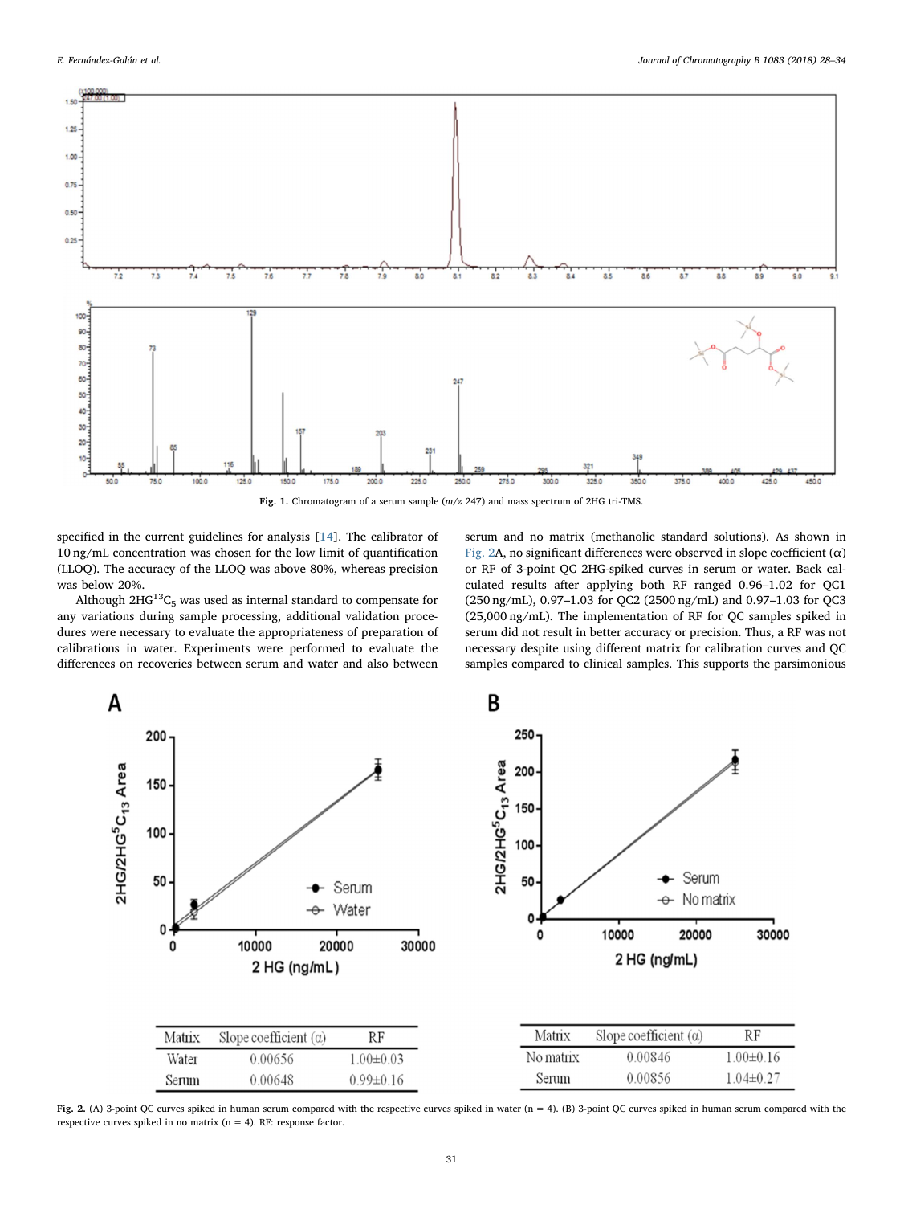Fig. 1. Chromatogram of a serum sample ($m/z$ 247) and mass spectrum of 2HG tri-TMS.

specified in the current guidelines for analysis [14]. The calibrator of 10 ng/mL concentration was chosen for the low limit of quantification (LLOQ). The accuracy of the LLOQ was above 80%, whereas precision was below 20%.

Although $2HG^{13}C_5$ was used as internal standard to compensate for any variations during sample processing, additional validation procedures were necessary to evaluate the appropriateness of preparation of calibrations in water. Experiments were performed to evaluate the differences on recoveries between serum and water and also between serum and no matrix (methanolic standard solutions). As shown in Fig. 2A, no significant differences were observed in slope coefficient (α) or RF of 3-point QC 2HG-spiked curves in serum or water. Back calculated results after applying both RF ranged 0.96–1.02 for QC1 (250 ng/mL), 0.97–1.03 for QC2 (2500 ng/mL) and 0.97–1.03 for QC3 (25,000 ng/mL). The implementation of RF for QC samples spiked in serum did not result in better accuracy or precision. Thus, a RF was not necessary despite using different matrix for calibration curves and QC samples compared to clinical samples. This supports the parsimonious

A

2HG/2HG$^5$C$_{13}$ Area

2 HG (ng/mL)

Serum
Water

| Matrix | Slope coefficient (α) | RF |
|---|---|---|
| Water | 0.00656 | 1.00±0.03 |
| Serum | 0.00648 | 0.99±0.16 |

B

2HG/2HG$^5$C$_{13}$ Area

2 HG (ng/mL)

Serum
No matrix

| Matrix | Slope coefficient (α) | RF |
|---|---|---|
| No matrix | 0.00846 | 1.00±0.16 |
| Serum | 0.00856 | 1.04±0.27 |

Fig. 2. (A) 3-point QC curves spiked in human serum compared with the respective curves spiked in water (n = 4). (B) 3-point QC curves spiked in human serum compared with the respective curves spiked in no matrix (n = 4). RF: response factor.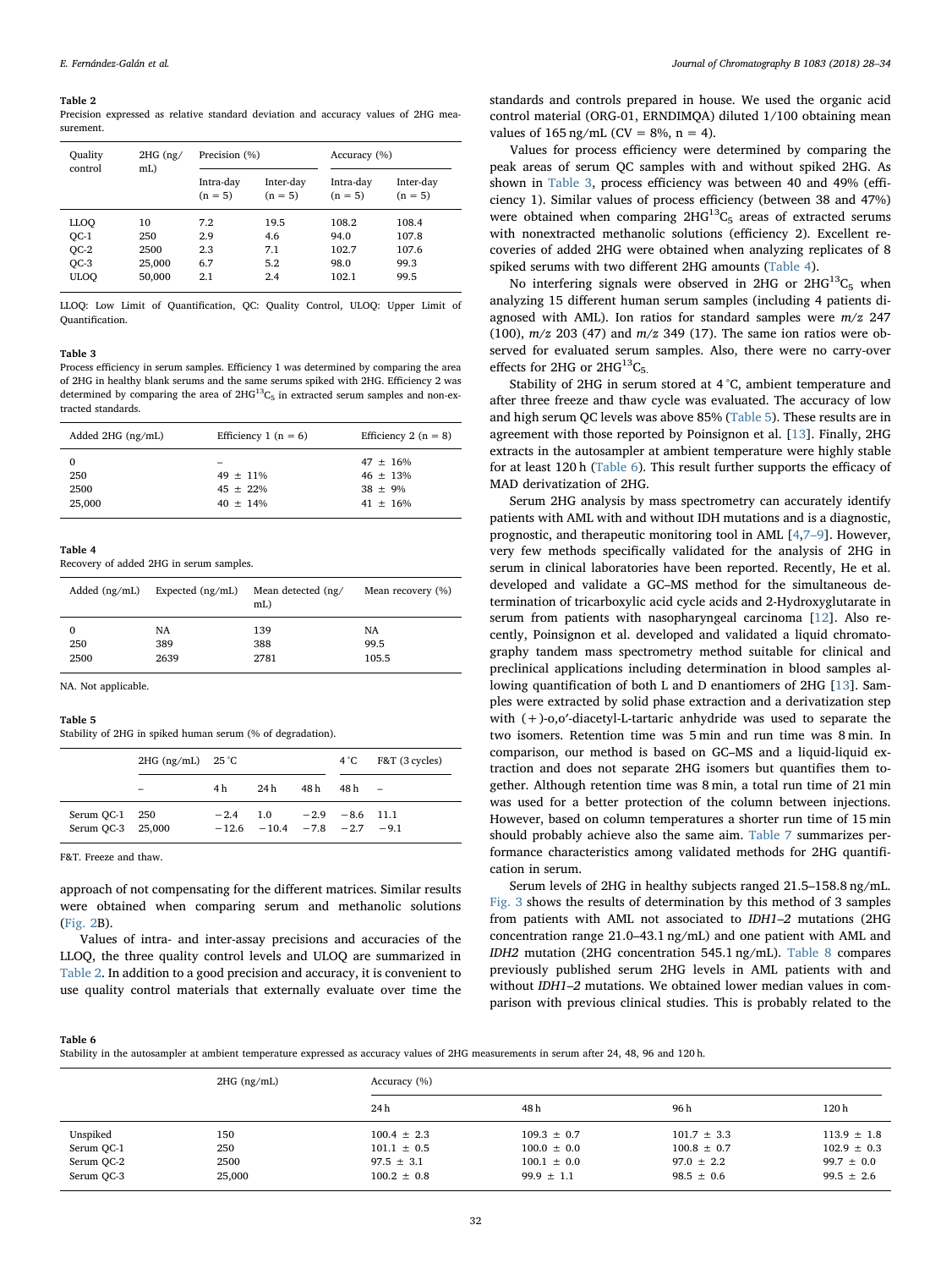**Table 2**
Precision expressed as relative standard deviation and accuracy values of 2HG measurement.

| Quality control | 2HG (ng/mL) | Precision (%) | | Accuracy (%) | |
|---|---|---|---|---|---|
| | | Intra-day (n = 5) | Inter-day (n = 5) | Intra-day (n = 5) | Inter-day (n = 5) |
| LLOQ | 10 | 7.2 | 19.5 | 108.2 | 108.4 |
| QC-1 | 250 | 2.9 | 4.6 | 94.0 | 107.8 |
| QC-2 | 2500 | 2.3 | 7.1 | 102.7 | 107.6 |
| QC-3 | 25,000 | 6.7 | 5.2 | 98.0 | 99.3 |
| ULOQ | 50,000 | 2.1 | 2.4 | 102.1 | 99.5 |

LLOQ: Low Limit of Quantification, QC: Quality Control, ULOQ: Upper Limit of Quantification.

**Table 3**
Process efficiency in serum samples. Efficiency 1 was determined by comparing the area of 2HG in healthy blank serums and the same serums spiked with 2HG. Efficiency 2 was determined by comparing the area of $2HG^{13}C_5$ in extracted serum samples and non-extracted standards.

| Added 2HG (ng/mL) | Efficiency 1 (n = 6) | Efficiency 2 (n = 8) |
|---|---|---|
| 0 | – | 47 ± 16% |
| 250 | 49 ± 11% | 46 ± 13% |
| 2500 | 45 ± 22% | 38 ± 9% |
| 25,000 | 40 ± 14% | 41 ± 16% |

**Table 4**
Recovery of added 2HG in serum samples.

| Added (ng/mL) | Expected (ng/mL) | Mean detected (ng/mL) | Mean recovery (%) |
|---|---|---|---|
| 0 | NA | 139 | NA |
| 250 | 389 | 388 | 99.5 |
| 2500 | 2639 | 2781 | 105.5 |

NA. Not applicable.

**Table 5**
Stability of 2HG in spiked human serum (% of degradation).

| | 2HG (ng/mL) | 25 °C | | | 4 °C | F&T (3 cycles) |
|---|---|---|---|---|---|---|
| | – | 4 h | 24 h | 48 h | 48 h | – |
| Serum QC-1 | 250 | −2.4 | 1.0 | −2.9 | −8.6 | 11.1 |
| Serum QC-3 | 25,000 | −12.6 | −10.4 | −7.8 | −2.7 | −9.1 |

F&T. Freeze and thaw.

approach of not compensating for the different matrices. Similar results were obtained when comparing serum and methanolic solutions (Fig. 2B).

Values of intra- and inter-assay precisions and accuracies of the LLOQ, the three quality control levels and ULOQ are summarized in Table 2. In addition to a good precision and accuracy, it is convenient to use quality control materials that externally evaluate over time the standards and controls prepared in house. We used the organic acid control material (ORG-01, ERNDIMQA) diluted 1/100 obtaining mean values of 165 ng/mL (CV = 8%, n = 4).

Values for process efficiency were determined by comparing the peak areas of serum QC samples with and without spiked 2HG. As shown in Table 3, process efficiency was between 40 and 49% (efficiency 1). Similar values of process efficiency (between 38 and 47%) were obtained when comparing $2HG^{13}C_5$ areas of extracted serums with nonextracted methanolic solutions (efficiency 2). Excellent recoveries of added 2HG were obtained when analyzing replicates of 8 spiked serums with two different 2HG amounts (Table 4).

No interfering signals were observed in 2HG or $2HG^{13}C_5$ when analyzing 15 different human serum samples (including 4 patients diagnosed with AML). Ion ratios for standard samples were $m/z$ 247 (100), $m/z$ 203 (47) and $m/z$ 349 (17). The same ion ratios were observed for evaluated serum samples. Also, there were no carry-over effects for 2HG or $2HG^{13}C_5$.

Stability of 2HG in serum stored at 4 °C, ambient temperature and after three freeze and thaw cycle was evaluated. The accuracy of low and high serum QC levels was above 85% (Table 5). These results are in agreement with those reported by Poinsignon et al. [13]. Finally, 2HG extracts in the autosampler at ambient temperature were highly stable for at least 120 h (Table 6). This result further supports the efficacy of MAD derivatization of 2HG.

Serum 2HG analysis by mass spectrometry can accurately identify patients with AML with and without IDH mutations and is a diagnostic, prognostic, and therapeutic monitoring tool in AML [4,7–9]. However, very few methods specifically validated for the analysis of 2HG in serum in clinical laboratories have been reported. Recently, He et al. developed and validate a GC–MS method for the simultaneous determination of tricarboxylic acid cycle acids and 2-Hydroxyglutarate in serum from patients with nasopharyngeal carcinoma [12]. Also recently, Poinsignon et al. developed and validated a liquid chromatography tandem mass spectrometry method suitable for clinical and preclinical applications including determination in blood samples allowing quantification of both L and D enantiomers of 2HG [13]. Samples were extracted by solid phase extraction and a derivatization step with (+)-o,o′-diacetyl-L-tartaric anhydride was used to separate the two isomers. Retention time was 5 min and run time was 8 min. In comparison, our method is based on GC–MS and a liquid-liquid extraction and does not separate 2HG isomers but quantifies them together. Although retention time was 8 min, a total run time of 21 min was used for a better protection of the column between injections. However, based on column temperatures a shorter run time of 15 min should probably achieve also the same aim. Table 7 summarizes performance characteristics among validated methods for 2HG quantification in serum.

Serum levels of 2HG in healthy subjects ranged 21.5–158.8 ng/mL. Fig. 3 shows the results of determination by this method of 3 samples from patients with AML not associated to *IDH1–2* mutations (2HG concentration range 21.0–43.1 ng/mL) and one patient with AML and *IDH2* mutation (2HG concentration 545.1 ng/mL). Table 8 compares previously published serum 2HG levels in AML patients with and without *IDH1–2* mutations. We obtained lower median values in comparison with previous clinical studies. This is probably related to the

**Table 6**
Stability in the autosampler at ambient temperature expressed as accuracy values of 2HG measurements in serum after 24, 48, 96 and 120 h.

| | 2HG (ng/mL) | Accuracy (%) | | | |
|---|---|---|---|---|---|
| | | 24 h | 48 h | 96 h | 120 h |
| Unspiked | 150 | 100.4 ± 2.3 | 109.3 ± 0.7 | 101.7 ± 3.3 | 113.9 ± 1.8 |
| Serum QC-1 | 250 | 101.1 ± 0.5 | 100.0 ± 0.0 | 100.8 ± 0.7 | 102.9 ± 0.3 |
| Serum QC-2 | 2500 | 97.5 ± 3.1 | 100.1 ± 0.0 | 97.0 ± 2.2 | 99.7 ± 0.0 |
| Serum QC-3 | 25,000 | 100.2 ± 0.8 | 99.9 ± 1.1 | 98.5 ± 0.6 | 99.5 ± 2.6 |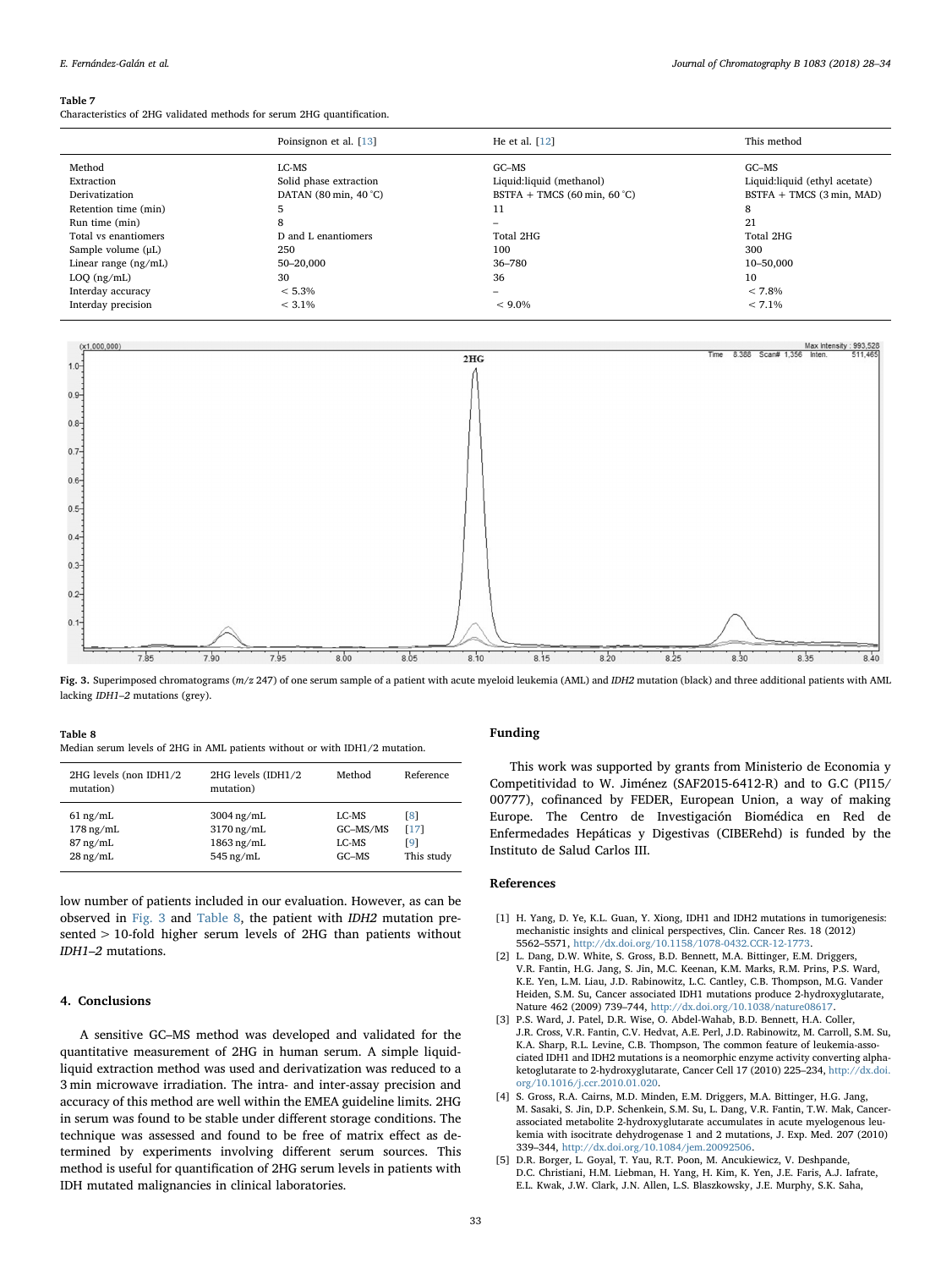**Table 7**
Characteristics of 2HG validated methods for serum 2HG quantification.

| | Poinsignon et al. [13] | He et al. [12] | This method |
|---|---|---|---|
| Method | LC-MS | GC–MS | GC–MS |
| Extraction | Solid phase extraction | Liquid:liquid (methanol) | Liquid:liquid (ethyl acetate) |
| Derivatization | DATAN (80 min, 40 °C) | BSTFA + TMCS (60 min, 60 °C) | BSTFA + TMCS (3 min, MAD) |
| Retention time (min) | 5 | 11 | 8 |
| Run time (min) | 8 | – | 21 |
| Total vs enantiomers | D and L enantiomers | Total 2HG | Total 2HG |
| Sample volume (μL) | 250 | 100 | 300 |
| Linear range (ng/mL) | 50–20,000 | 36–780 | 10–50,000 |
| LOQ (ng/mL) | 30 | 36 | 10 |
| Interday accuracy | < 5.3% | – | < 7.8% |
| Interday precision | < 3.1% | < 9.0% | < 7.1% |

(x1,000,000)
Max Intensity : 993,528
Time 8.388 Scan# 1,356 Inten. 511,465
2HG
1.0
0.9
0.8
0.7
0.6
0.5
0.4
0.3
0.2
0.1
7.85 7.90 7.95 8.00 8.05 8.10 8.15 8.20 8.25 8.30 8.35 8.40

**Fig. 3.** Superimposed chromatograms (*m/z* 247) of one serum sample of a patient with acute myeloid leukemia (AML) and *IDH2* mutation (black) and three additional patients with AML lacking *IDH1–2* mutations (grey).

**Table 8**
Median serum levels of 2HG in AML patients without or with IDH1/2 mutation.

| 2HG levels (non IDH1/2 mutation) | 2HG levels (IDH1/2 mutation) | Method | Reference |
|---|---|---|---|
| 61 ng/mL | 3004 ng/mL | LC-MS | [8] |
| 178 ng/mL | 3170 ng/mL | GC–MS/MS | [17] |
| 87 ng/mL | 1863 ng/mL | LC-MS | [9] |
| 28 ng/mL | 545 ng/mL | GC–MS | This study |

low number of patients included in our evaluation. However, as can be observed in Fig. 3 and Table 8, the patient with *IDH2* mutation presented > 10-fold higher serum levels of 2HG than patients without *IDH1–2* mutations.

## 4. Conclusions

A sensitive GC–MS method was developed and validated for the quantitative measurement of 2HG in human serum. A simple liquid-liquid extraction method was used and derivatization was reduced to a 3 min microwave irradiation. The intra- and inter-assay precision and accuracy of this method are well within the EMEA guideline limits. 2HG in serum was found to be stable under different storage conditions. The technique was assessed and found to be free of matrix effect as determined by experiments involving different serum sources. This method is useful for quantification of 2HG serum levels in patients with IDH mutated malignancies in clinical laboratories.

## Funding

This work was supported by grants from Ministerio de Economia y Competitividad to W. Jiménez (SAF2015-6412-R) and to G.C (PI15/00777), cofinanced by FEDER, European Union, a way of making Europe. The Centro de Investigación Biomédica en Red de Enfermedades Hepáticas y Digestivas (CIBERehd) is funded by the Instituto de Salud Carlos III.

## References

[1] H. Yang, D. Ye, K.L. Guan, Y. Xiong, IDH1 and IDH2 mutations in tumorigenesis: mechanistic insights and clinical perspectives, Clin. Cancer Res. 18 (2012) 5562–5571, http://dx.doi.org/10.1158/1078-0432.CCR-12-1773.

[2] L. Dang, D.W. White, S. Gross, B.D. Bennett, M.A. Bittinger, E.M. Driggers, V.R. Fantin, H.G. Jang, S. Jin, M.C. Keenan, K.M. Marks, R.M. Prins, P.S. Ward, K.E. Yen, L.M. Liau, J.D. Rabinowitz, L.C. Cantley, C.B. Thompson, M.G. Vander Heiden, S.M. Su, Cancer associated IDH1 mutations produce 2-hydroxyglutarate, Nature 462 (2009) 739–744, http://dx.doi.org/10.1038/nature08617.

[3] P.S. Ward, J. Patel, D.R. Wise, O. Abdel-Wahab, B.D. Bennett, H.A. Coller, J.R. Cross, V.R. Fantin, C.V. Hedvat, A.E. Perl, J.D. Rabinowitz, M. Carroll, S.M. Su, K.A. Sharp, R.L. Levine, C.B. Thompson, The common feature of leukemia-associated IDH1 and IDH2 mutations is a neomorphic enzyme activity converting alpha-ketoglutarate to 2-hydroxyglutarate, Cancer Cell 17 (2010) 225–234, http://dx.doi.org/10.1016/j.ccr.2010.01.020.

[4] S. Gross, R.A. Cairns, M.D. Minden, E.M. Driggers, M.A. Bittinger, H.G. Jang, M. Sasaki, S. Jin, D.P. Schenkein, S.M. Su, L. Dang, V.R. Fantin, T.W. Mak, Cancer-associated metabolite 2-hydroxyglutarate accumulates in acute myelogenous leukemia with isocitrate dehydrogenase 1 and 2 mutations, J. Exp. Med. 207 (2010) 339–344, http://dx.doi.org/10.1084/jem.20092506.

[5] D.R. Borger, L. Goyal, T. Yau, R.T. Poon, M. Ancukiewicz, V. Deshpande, D.C. Christiani, H.M. Liebman, H. Yang, H. Kim, K. Yen, J.E. Faris, A.J. Iafrate, E.L. Kwak, J.W. Clark, J.N. Allen, L.S. Blaszkowsky, J.E. Murphy, S.K. Saha,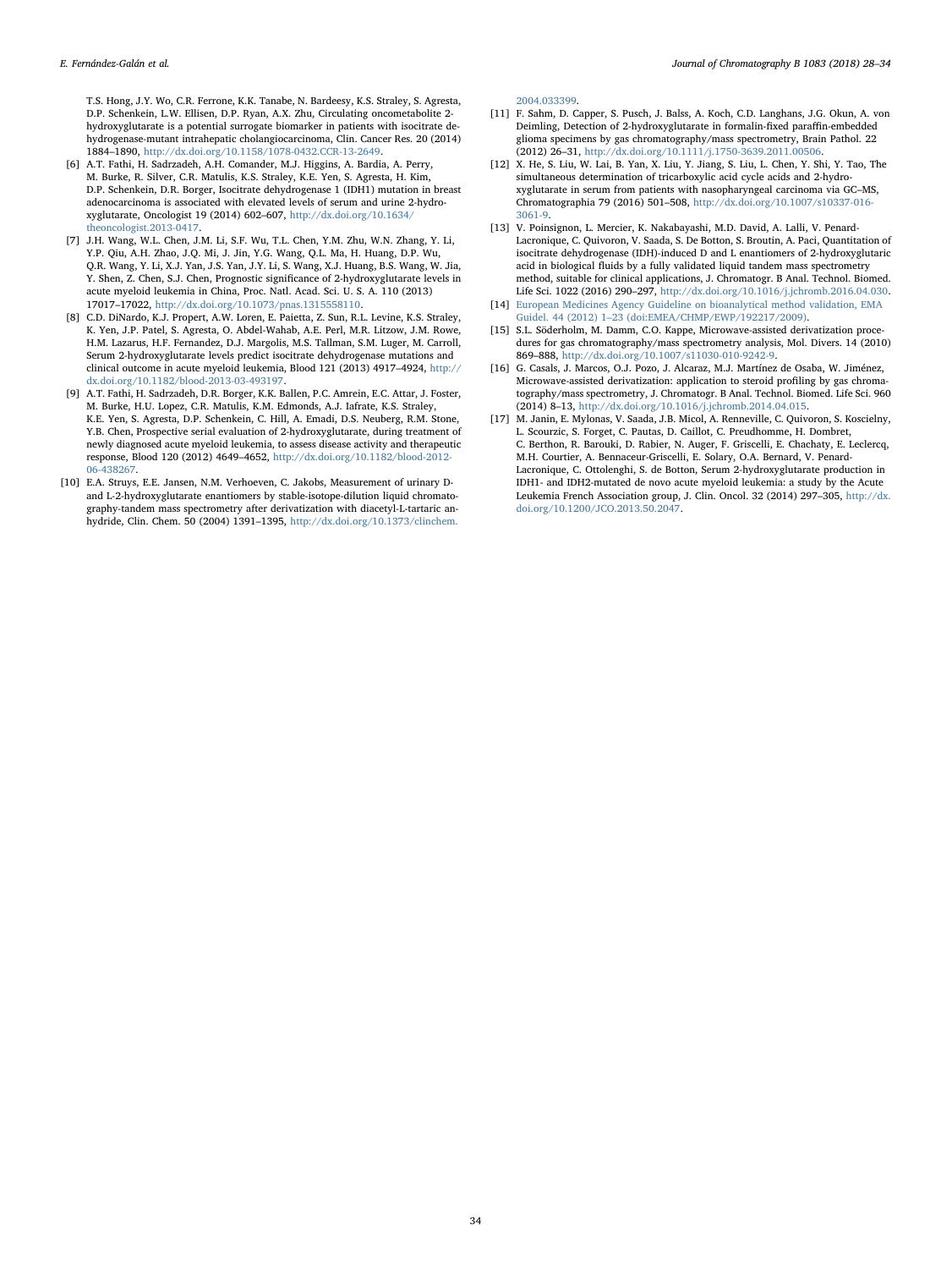T.S. Hong, J.Y. Wo, C.R. Ferrone, K.K. Tanabe, N. Bardeesy, K.S. Straley, S. Agresta, D.P. Schenkein, L.W. Ellisen, D.P. Ryan, A.X. Zhu, Circulating oncometabolite 2-hydroxyglutarate is a potential surrogate biomarker in patients with isocitrate dehydrogenase-mutant intrahepatic cholangiocarcinoma, Clin. Cancer Res. 20 (2014) 1884–1890, http://dx.doi.org/10.1158/1078-0432.CCR-13-2649.

[6] A.T. Fathi, H. Sadrzadeh, A.H. Comander, M.J. Higgins, A. Bardia, A. Perry, M. Burke, R. Silver, C.R. Matulis, K.S. Straley, K.E. Yen, S. Agresta, H. Kim, D.P. Schenkein, D.R. Borger, Isocitrate dehydrogenase 1 (IDH1) mutation in breast adenocarcinoma is associated with elevated levels of serum and urine 2-hydroxyglutarate, Oncologist 19 (2014) 602–607, http://dx.doi.org/10.1634/theoncologist.2013-0417.

[7] J.H. Wang, W.L. Chen, J.M. Li, S.F. Wu, T.L. Chen, Y.M. Zhu, W.N. Zhang, Y. Li, Y.P. Qiu, A.H. Zhao, J.Q. Mi, J. Jin, Y.G. Wang, Q.L. Ma, H. Huang, D.P. Wu, Q.R. Wang, Y. Li, X.J. Yan, J.S. Yan, J.Y. Li, S. Wang, X.J. Huang, B.S. Wang, W. Jia, Y. Shen, Z. Chen, S.J. Chen, Prognostic significance of 2-hydroxyglutarate levels in acute myeloid leukemia in China, Proc. Natl. Acad. Sci. U. S. A. 110 (2013) 17017–17022, http://dx.doi.org/10.1073/pnas.1315558110.

[8] C.D. DiNardo, K.J. Propert, A.W. Loren, E. Paietta, Z. Sun, R.L. Levine, K.S. Straley, K. Yen, J.P. Patel, S. Agresta, O. Abdel-Wahab, A.E. Perl, M.R. Litzow, J.M. Rowe, H.M. Lazarus, H.F. Fernandez, D.J. Margolis, M.S. Tallman, S.M. Luger, M. Carroll, Serum 2-hydroxyglutarate levels predict isocitrate dehydrogenase mutations and clinical outcome in acute myeloid leukemia, Blood 121 (2013) 4917–4924, http://dx.doi.org/10.1182/blood-2013-03-493197.

[9] A.T. Fathi, H. Sadrzadeh, D.R. Borger, K.K. Ballen, P.C. Amrein, E.C. Attar, J. Foster, M. Burke, H.U. Lopez, C.R. Matulis, K.M. Edmonds, A.J. Iafrate, K.S. Straley, K.E. Yen, S. Agresta, D.P. Schenkein, C. Hill, A. Emadi, D.S. Neuberg, R.M. Stone, Y.B. Chen, Prospective serial evaluation of 2-hydroxyglutarate, during treatment of newly diagnosed acute myeloid leukemia, to assess disease activity and therapeutic response, Blood 120 (2012) 4649–4652, http://dx.doi.org/10.1182/blood-2012-06-438267.

[10] E.A. Struys, E.E. Jansen, N.M. Verhoeven, C. Jakobs, Measurement of urinary D- and L-2-hydroxyglutarate enantiomers by stable-isotope-dilution liquid chromatography-tandem mass spectrometry after derivatization with diacetyl-L-tartaric anhydride, Clin. Chem. 50 (2004) 1391–1395, http://dx.doi.org/10.1373/clinchem.2004.033399.

[11] F. Sahm, D. Capper, S. Pusch, J. Balss, A. Koch, C.D. Langhans, J.G. Okun, A. von Deimling, Detection of 2-hydroxyglutarate in formalin-fixed paraffin-embedded glioma specimens by gas chromatography/mass spectrometry, Brain Pathol. 22 (2012) 26–31, http://dx.doi.org/10.1111/j.1750-3639.2011.00506.

[12] X. He, S. Liu, W. Lai, B. Yan, X. Liu, Y. Jiang, S. Liu, L. Chen, Y. Shi, Y. Tao, The simultaneous determination of tricarboxylic acid cycle acids and 2-hydroxyglutarate in serum from patients with nasopharyngeal carcinoma via GC–MS, Chromatographia 79 (2016) 501–508, http://dx.doi.org/10.1007/s10337-016-3061-9.

[13] V. Poinsignon, L. Mercier, K. Nakabayashi, M.D. David, A. Lalli, V. Penard-Lacronique, C. Quivoron, V. Saada, S. De Botton, S. Broutin, A. Paci, Quantitation of isocitrate dehydrogenase (IDH)-induced D and L enantiomers of 2-hydroxyglutaric acid in biological fluids by a fully validated liquid tandem mass spectrometry method, suitable for clinical applications, J. Chromatogr. B Anal. Technol. Biomed. Life Sci. 1022 (2016) 290–297, http://dx.doi.org/10.1016/j.jchromb.2016.04.030.

[14] European Medicines Agency Guideline on bioanalytical method validation, EMA Guidel. 44 (2012) 1–23 (doi:EMEA/CHMP/EWP/192217/2009).

[15] S.L. Söderholm, M. Damm, C.O. Kappe, Microwave-assisted derivatization procedures for gas chromatography/mass spectrometry analysis, Mol. Divers. 14 (2010) 869–888, http://dx.doi.org/10.1007/s11030-010-9242-9.

[16] G. Casals, J. Marcos, O.J. Pozo, J. Alcaraz, M.J. Martínez de Osaba, W. Jiménez, Microwave-assisted derivatization: application to steroid profiling by gas chromatography/mass spectrometry, J. Chromatogr. B Anal. Technol. Biomed. Life Sci. 960 (2014) 8–13, http://dx.doi.org/10.1016/j.jchromb.2014.04.015.

[17] M. Janin, E. Mylonas, V. Saada, J.B. Micol, A. Renneville, C. Quivoron, S. Koscielny, L. Scourzic, S. Forget, C. Pautas, D. Caillot, C. Preudhomme, H. Dombret, C. Berthon, R. Barouki, D. Rabier, N. Auger, F. Griscelli, E. Chachaty, E. Leclercq, M.H. Courtier, A. Bennaceur-Griscelli, E. Solary, O.A. Bernard, V. Penard-Lacronique, C. Ottolenghi, S. de Botton, Serum 2-hydroxyglutarate production in IDH1- and IDH2-mutated de novo acute myeloid leukemia: a study by the Acute Leukemia French Association group, J. Clin. Oncol. 32 (2014) 297–305, http://dx.doi.org/10.1200/JCO.2013.50.2047.